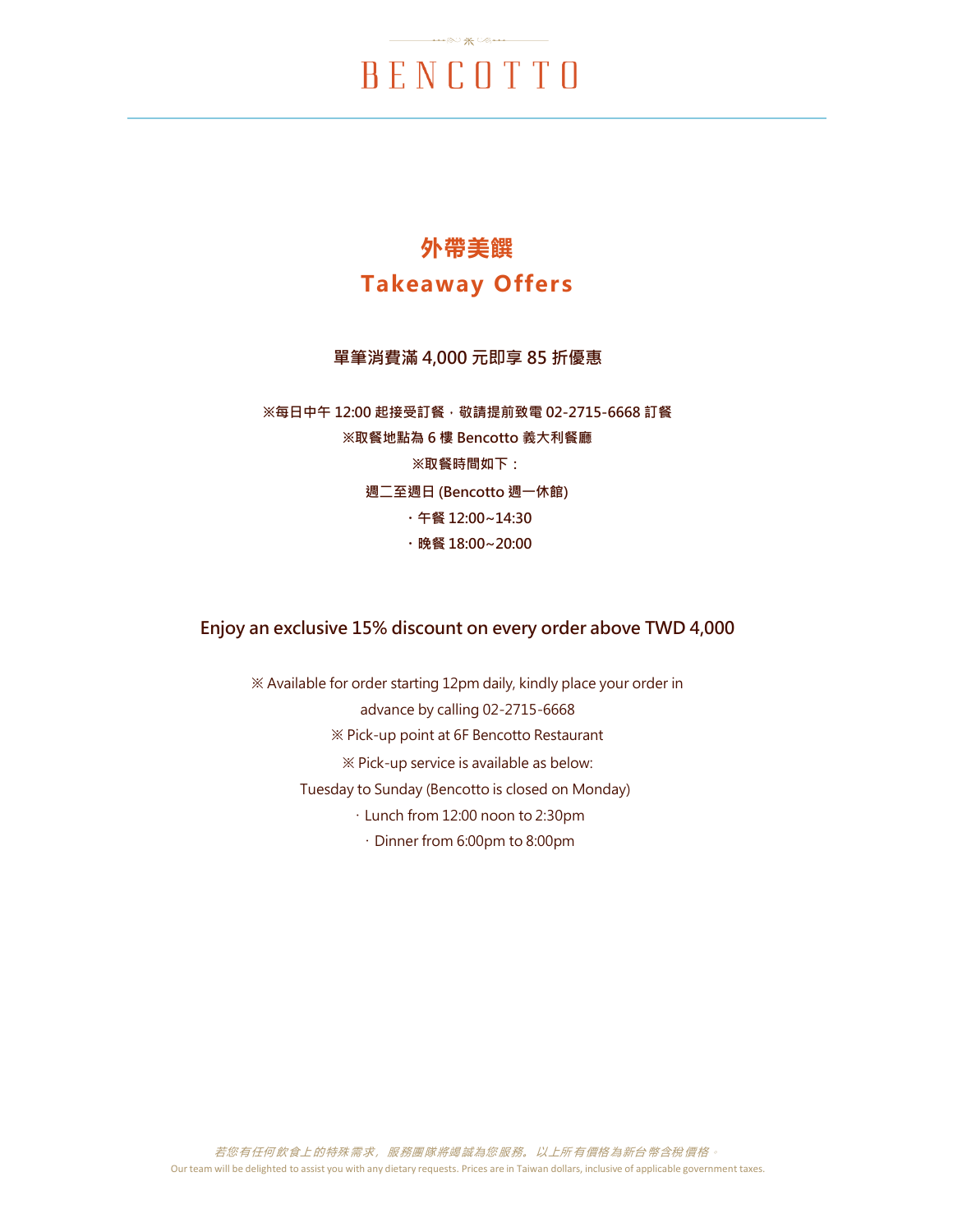# BENCOTTO

## 外帶美饌
## Takeaway Offers

**單筆消費滿 4,000 元即享 85 折優惠**

**※每日中午 12:00 起接受訂餐，敬請提前致電 02-2715-6668 訂餐**

**※取餐地點為 6 樓 Bencotto 義大利餐廳**

**※取餐時間如下：**

**週二至週日 (Bencotto 週一休館)**

**・午餐 12:00~14:30**

**・晚餐 18:00~20:00**

**Enjoy an exclusive 15% discount on every order above TWD 4,000**

※ Available for order starting 12pm daily, kindly place your order in advance by calling 02-2715-6668

※ Pick-up point at 6F Bencotto Restaurant

※ Pick-up service is available as below:

Tuesday to Sunday (Bencotto is closed on Monday)

・Lunch from 12:00 noon to 2:30pm

・Dinner from 6:00pm to 8:00pm

*若您有任何飲食上的特殊需求，服務團隊將竭誠為您服務。以上所有價格為新台幣含稅價格。*

Our team will be delighted to assist you with any dietary requests. Prices are in Taiwan dollars, inclusive of applicable government taxes.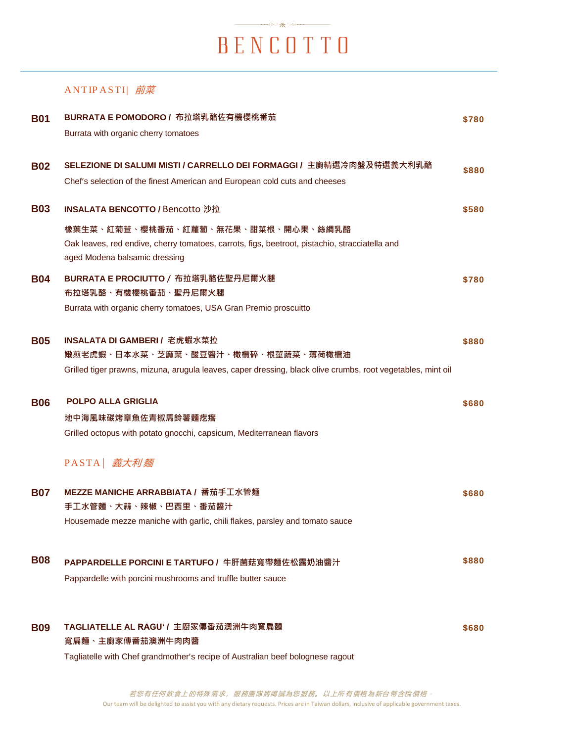# BENCOTTO

## ANTIPASTI| *前菜*

**B01** **BURRATA E POMODORO / 布拉塔乳酪佐有機櫻桃番茄** **$780**

Burrata with organic cherry tomatoes

**B02** **SELEZIONE DI SALUMI MISTI / CARRELLO DEI FORMAGGI / 主廚精選冷肉盤及特選義大利乳酪** **$880**

Chef's selection of the finest American and European cold cuts and cheeses

**B03** **INSALATA BENCOTTO /** Bencotto 沙拉 **$580**

**橡葉生菜、紅菊苣、櫻桃番茄、紅蘿蔔、無花果、甜菜根、開心果、絲綢乳酪**

Oak leaves, red endive, cherry tomatoes, carrots, figs, beetroot, pistachio, stracciatella and aged Modena balsamic dressing

**B04** **BURRATA E PROCIUTTO / 布拉塔乳酪佐聖丹尼爾火腿** **$780**

**布拉塔乳酪、有機櫻桃番茄、聖丹尼爾火腿**

Burrata with organic cherry tomatoes, USA Gran Premio proscuitto

**B05** **INSALATA DI GAMBERI / 老虎蝦水菜拉** **$880**

**嫩煎老虎蝦、日本水菜、芝麻葉、酸豆醬汁、橄欖碎、根莖蔬菜、薄荷橄欖油**

Grilled tiger prawns, mizuna, arugula leaves, caper dressing, black olive crumbs, root vegetables, mint oil

**B06** **POLPO ALLA GRIGLIA** **$680**

**地中海風味碳烤章魚佐青椒馬鈴薯麵疙瘩**

Grilled octopus with potato gnocchi, capsicum, Mediterranean flavors

## PASTA| *義大利麵*

**B07** **MEZZE MANICHE ARRABBIATA / 番茄手工水管麵** **$680**

**手工水管麵、大蒜、辣椒、巴西里、番茄醬汁**

Housemade mezze maniche with garlic, chili flakes, parsley and tomato sauce

**B08** **PAPPARDELLE PORCINI E TARTUFO / 牛肝菌菇寬帶麵佐松露奶油醬汁** **$880**

Pappardelle with porcini mushrooms and truffle butter sauce

**B09** **TAGLIATELLE AL RAGU' / 主廚家傳番茄澳洲牛肉寬扁麵** **$680**

**寬扁麵、主廚家傳番茄澳洲牛肉肉醬**

Tagliatelle with Chef grandmother's recipe of Australian beef bolognese ragout

*若您有任何飲食上的特殊需求，服務團隊將竭誠為您服務。以上所有價格為新台幣含稅價格。*

Our team will be delighted to assist you with any dietary requests. Prices are in Taiwan dollars, inclusive of applicable government taxes.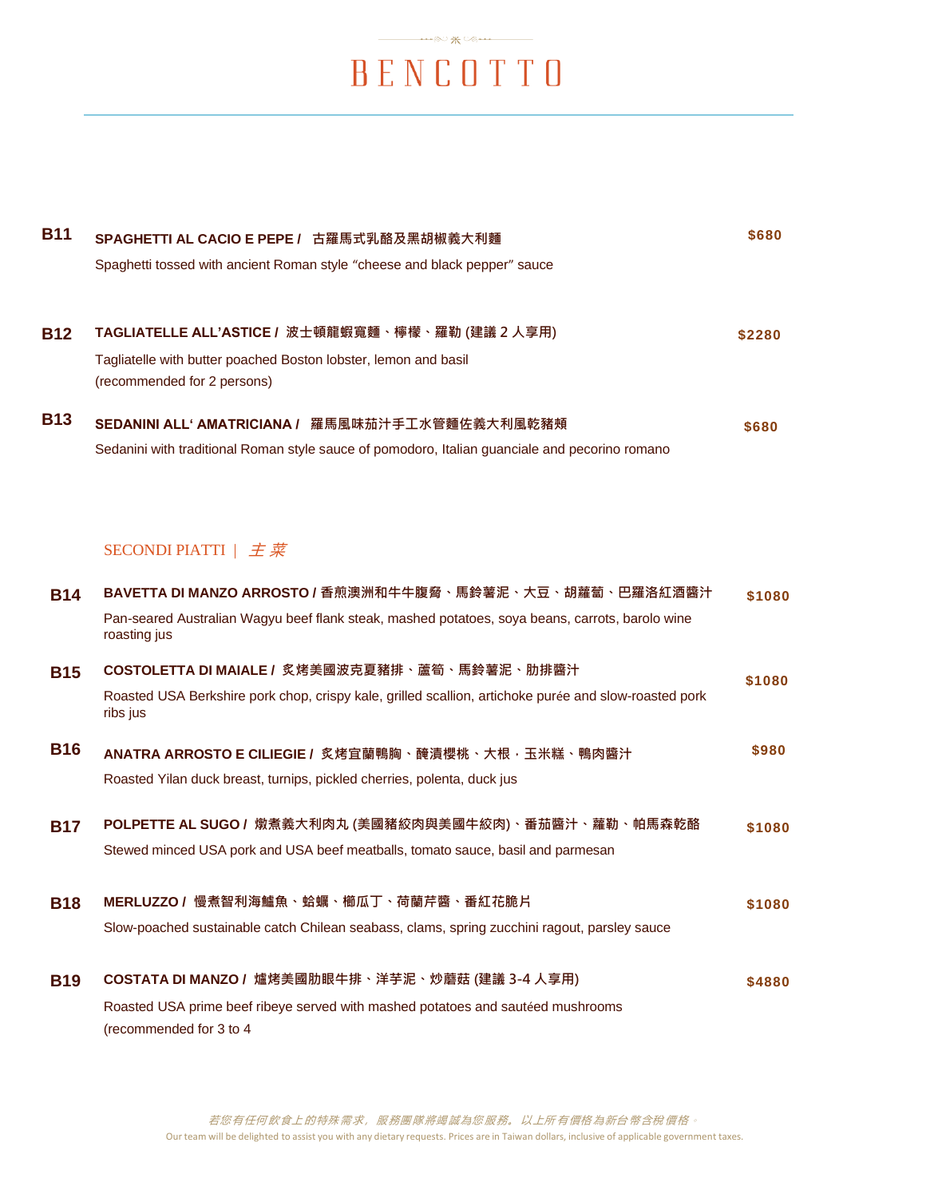// BENCOTTO

**B11** **SPAGHETTI AL CACIO E PEPE / 古羅馬式乳酪及黑胡椒義大利麵** **$680**

Spaghetti tossed with ancient Roman style "cheese and black pepper" sauce

**B12** **TAGLIATELLE ALL'ASTICE / 波士頓龍蝦寬麵、檸檬、羅勒 (建議 2 人享用)** **$2280**

Tagliatelle with butter poached Boston lobster, lemon and basil
(recommended for 2 persons)

**B13** **SEDANINI ALL' AMATRICIANA / 羅馬風味茄汁手工水管麵佐義大利風乾豬頰** **$680**

Sedanini with traditional Roman style sauce of pomodoro, Italian guanciale and pecorino romano

## SECONDI PIATTI | *主菜*

**B14** **BAVETTA DI MANZO ARROSTO / 香煎澳洲和牛牛腹脅、馬鈴薯泥、大豆、胡蘿蔔、巴羅洛紅酒醬汁** **$1080**

Pan-seared Australian Wagyu beef flank steak, mashed potatoes, soya beans, carrots, barolo wine roasting jus

**B15** **COSTOLETTA DI MAIALE / 炙烤美國波克夏豬排、蘆筍、馬鈴薯泥、肋排醬汁** **$1080**

Roasted USA Berkshire pork chop, crispy kale, grilled scallion, artichoke purée and slow-roasted pork ribs jus

**B16** **ANATRA ARROSTO E CILIEGIE / 炙烤宜蘭鴨胸、醃漬櫻桃、大根，玉米糕、鴨肉醬汁** **$980**

Roasted Yilan duck breast, turnips, pickled cherries, polenta, duck jus

**B17** **POLPETTE AL SUGO / 燉煮義大利肉丸 (美國豬絞肉與美國牛絞肉)、番茄醬汁、蘿勒、帕馬森乾酪** **$1080**

Stewed minced USA pork and USA beef meatballs, tomato sauce, basil and parmesan

**B18** **MERLUZZO / 慢煮智利海鱸魚、蛤蠣、櫛瓜丁、荷蘭芹醬、番紅花脆片** **$1080**

Slow-poached sustainable catch Chilean seabass, clams, spring zucchini ragout, parsley sauce

**B19** **COSTATA DI MANZO / 爐烤美國肋眼牛排、洋芋泥、炒蘑菇 (建議 3-4 人享用)** **$4880**

Roasted USA prime beef ribeye served with mashed potatoes and sautéed mushrooms
(recommended for 3 to 4

*若您有任何飲食上的特殊需求，服務團隊將竭誠為您服務。以上所有價格為新台幣含稅價格。*

Our team will be delighted to assist you with any dietary requests. Prices are in Taiwan dollars, inclusive of applicable government taxes.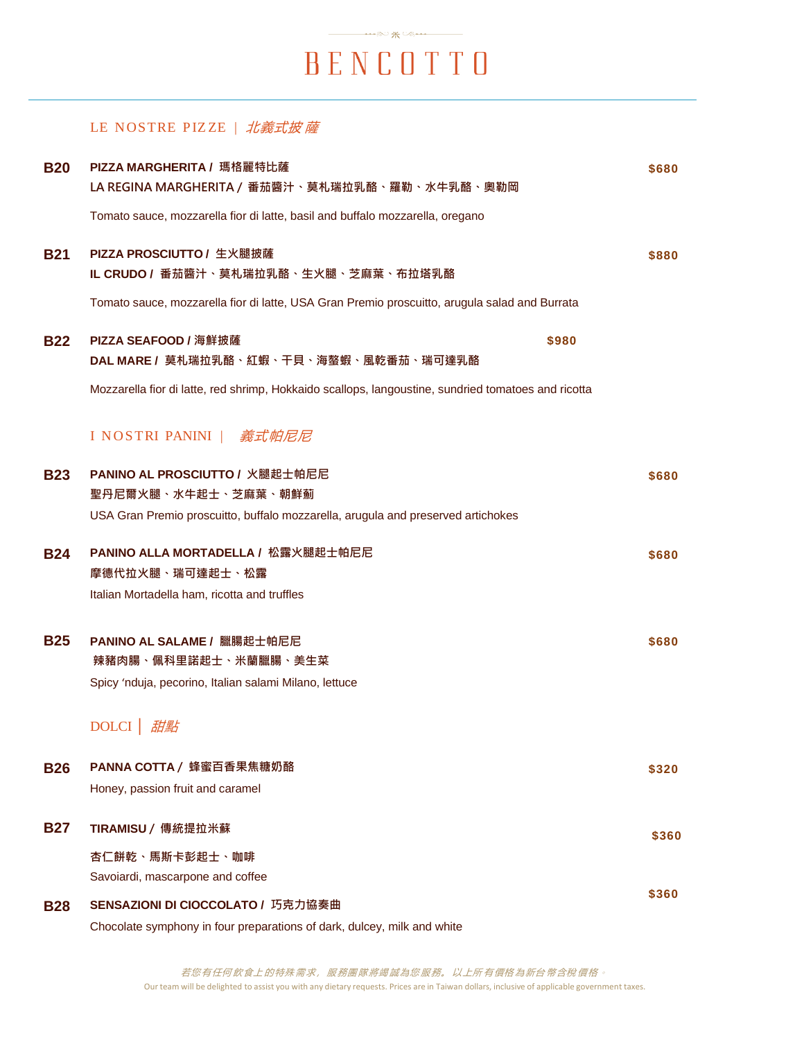# BENCOTTO

## LE NOSTRE PIZZE | *北義式披薩*

**B20** **PIZZA MARGHERITA / 瑪格麗特比薩** **$680**
**LA REGINA MARGHERITA / 番茄醬汁、莫札瑞拉乳酪、羅勒、水牛乳酪、奧勒岡**

Tomato sauce, mozzarella fior di latte, basil and buffalo mozzarella, oregano

**B21** **PIZZA PROSCIUTTO / 生火腿披薩** **$880**
**IL CRUDO / 番茄醬汁、莫札瑞拉乳酪、生火腿、芝麻葉、布拉塔乳酪**

Tomato sauce, mozzarella fior di latte, USA Gran Premio proscuitto, arugula salad and Burrata

**B22** **PIZZA SEAFOOD / 海鮮披薩** **$980**
**DAL MARE / 莫札瑞拉乳酪、紅蝦、干貝、海螯蝦、風乾番茄、瑞可達乳酪**

Mozzarella fior di latte, red shrimp, Hokkaido scallops, langoustine, sundried tomatoes and ricotta

## I NOSTRI PANINI | *義式帕尼尼*

**B23** **PANINO AL PROSCIUTTO / 火腿起士帕尼尼** **$680**
**聖丹尼爾火腿、水牛起士、芝麻葉、朝鮮薊**
USA Gran Premio proscuitto, buffalo mozzarella, arugula and preserved artichokes

**B24** **PANINO ALLA MORTADELLA / 松露火腿起士帕尼尼** **$680**
**摩德代拉火腿、瑞可達起士、松露**
Italian Mortadella ham, ricotta and truffles

**B25** **PANINO AL SALAME / 臘腸起士帕尼尼** **$680**
**辣豬肉腸、佩科里諾起士、米蘭臘腸、美生菜**
Spicy 'nduja, pecorino, Italian salami Milano, lettuce

## DOLCI | *甜點*

**B26** **PANNA COTTA / 蜂蜜百香果焦糖奶酪** **$320**
Honey, passion fruit and caramel

**B27** **TIRAMISU / 傳統提拉米蘇** **$360**

**杏仁餅乾、馬斯卡彭起士、咖啡**
Savoiardi, mascarpone and coffee

**B28** **SENSAZIONI DI CIOCCOLATO / 巧克力協奏曲** **$360**
Chocolate symphony in four preparations of dark, dulcey, milk and white

*若您有任何飲食上的特殊需求，服務團隊將竭誠為您服務。以上所有價格為新台幣含稅價格。*
Our team will be delighted to assist you with any dietary requests. Prices are in Taiwan dollars, inclusive of applicable government taxes.